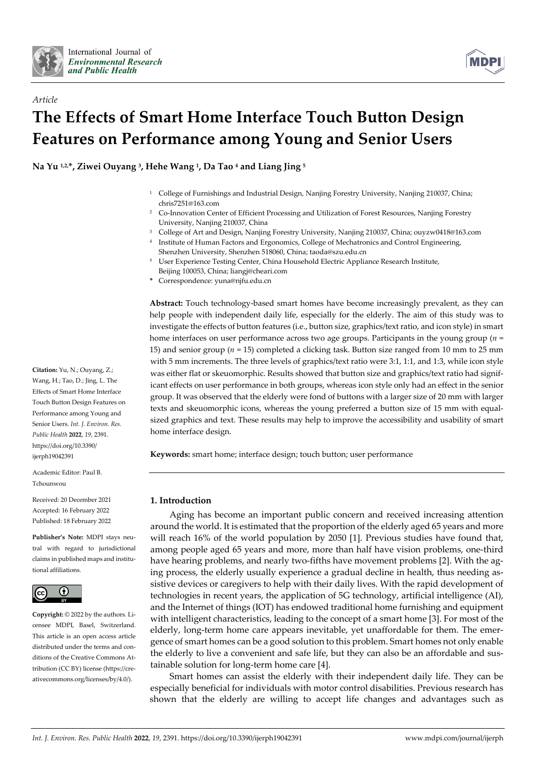*Article*

# The Effects of Smart Home Interface Touch Button Design Features on Performance among Young and Senior Users

**Na Yu [1,2,*], Ziwei Ouyang [3], Hehe Wang [1], Da Tao [4] and Liang Jing [5]**

[1] College of Furnishings and Industrial Design, Nanjing Forestry University, Nanjing 210037, China; chris7251@163.com
[2] Co-Innovation Center of Efficient Processing and Utilization of Forest Resources, Nanjing Forestry University, Nanjing 210037, China
[3] College of Art and Design, Nanjing Forestry University, Nanjing 210037, China; ouyzw0418@163.com
[4] Institute of Human Factors and Ergonomics, College of Mechatronics and Control Engineering, Shenzhen University, Shenzhen 518060, China; taoda@szu.edu.cn
[5] User Experience Testing Center, China Household Electric Appliance Research Institute, Beijing 100053, China; liangj@cheari.com
\* Correspondence: yuna@njfu.edu.cn

**Abstract:** Touch technology-based smart homes have become increasingly prevalent, as they can help people with independent daily life, especially for the elderly. The aim of this study was to investigate the effects of button features (i.e., button size, graphics/text ratio, and icon style) in smart home interfaces on user performance across two age groups. Participants in the young group ($n$ = 15) and senior group ($n$ = 15) completed a clicking task. Button size ranged from 10 mm to 25 mm with 5 mm increments. The three levels of graphics/text ratio were 3:1, 1:1, and 1:3, while icon style was either flat or skeuomorphic. Results showed that button size and graphics/text ratio had significant effects on user performance in both groups, whereas icon style only had an effect in the senior group. It was observed that the elderly were fond of buttons with a larger size of 20 mm with larger texts and skeuomorphic icons, whereas the young preferred a button size of 15 mm with equal-sized graphics and text. These results may help to improve the accessibility and usability of smart home interface design.

**Keywords:** smart home; interface design; touch button; user performance

**Citation:** Yu, N.; Ouyang, Z.; Wang, H.; Tao, D.; Jing, L. The Effects of Smart Home Interface Touch Button Design Features on Performance among Young and Senior Users. *Int. J. Environ. Res. Public Health* **2022**, *19*, 2391. https://doi.org/10.3390/ijerph19042391

Academic Editor: Paul B. Tchounwou

Received: 20 December 2021
Accepted: 16 February 2022
Published: 18 February 2022

**Publisher's Note:** MDPI stays neutral with regard to jurisdictional claims in published maps and institutional affiliations.

**Copyright:** © 2022 by the authors. Licensee MDPI, Basel, Switzerland. This article is an open access article distributed under the terms and conditions of the Creative Commons Attribution (CC BY) license (https://creativecommons.org/licenses/by/4.0/).

## 1. Introduction

Aging has become an important public concern and received increasing attention around the world. It is estimated that the proportion of the elderly aged 65 years and more will reach 16% of the world population by 2050 [1]. Previous studies have found that, among people aged 65 years and more, more than half have vision problems, one-third have hearing problems, and nearly two-fifths have movement problems [2]. With the aging process, the elderly usually experience a gradual decline in health, thus needing assistive devices or caregivers to help with their daily lives. With the rapid development of technologies in recent years, the application of 5G technology, artificial intelligence (AI), and the Internet of things (IOT) has endowed traditional home furnishing and equipment with intelligent characteristics, leading to the concept of a smart home [3]. For most of the elderly, long-term home care appears inevitable, yet unaffordable for them. The emergence of smart homes can be a good solution to this problem. Smart homes not only enable the elderly to live a convenient and safe life, but they can also be an affordable and sustainable solution for long-term home care [4].

Smart homes can assist the elderly with their independent daily life. They can be especially beneficial for individuals with motor control disabilities. Previous research has shown that the elderly are willing to accept life changes and advantages such as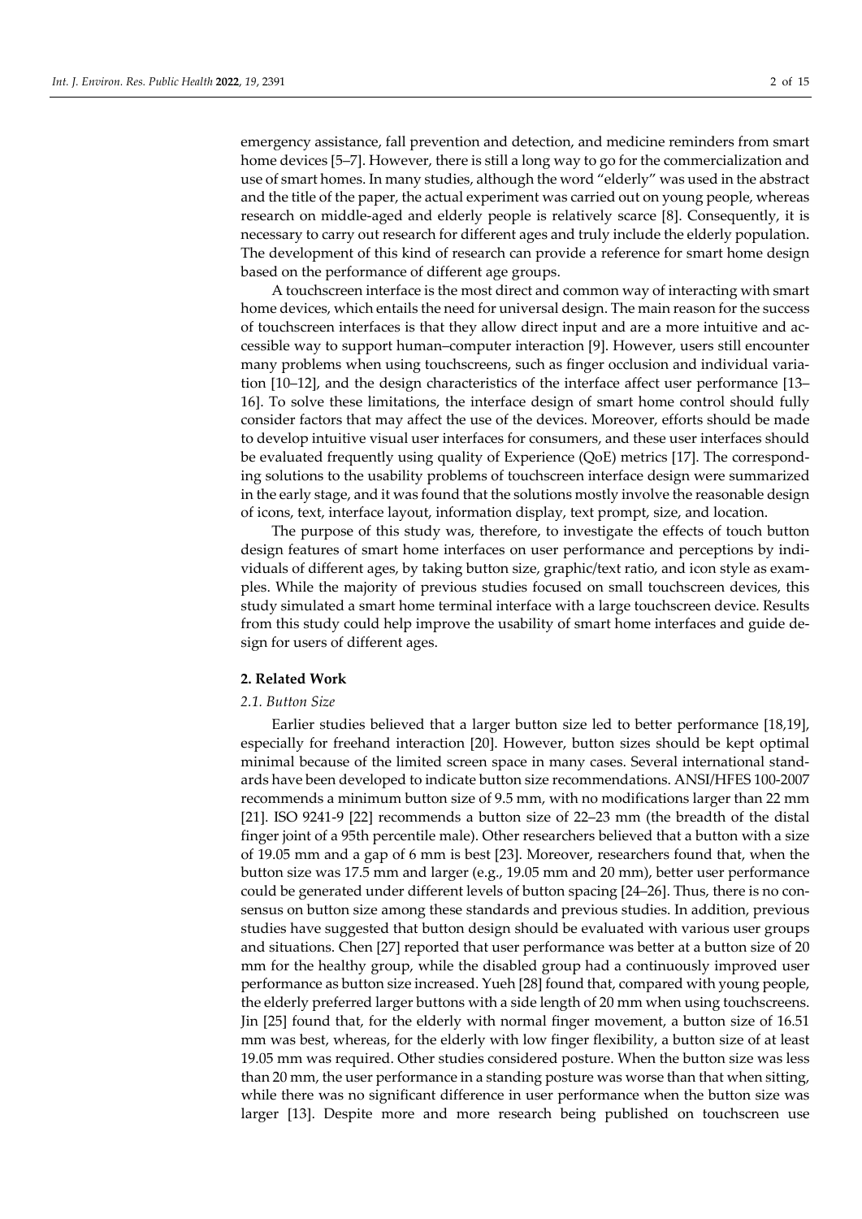emergency assistance, fall prevention and detection, and medicine reminders from smart home devices [5–7]. However, there is still a long way to go for the commercialization and use of smart homes. In many studies, although the word "elderly" was used in the abstract and the title of the paper, the actual experiment was carried out on young people, whereas research on middle-aged and elderly people is relatively scarce [8]. Consequently, it is necessary to carry out research for different ages and truly include the elderly population. The development of this kind of research can provide a reference for smart home design based on the performance of different age groups.

A touchscreen interface is the most direct and common way of interacting with smart home devices, which entails the need for universal design. The main reason for the success of touchscreen interfaces is that they allow direct input and are a more intuitive and accessible way to support human–computer interaction [9]. However, users still encounter many problems when using touchscreens, such as finger occlusion and individual variation [10–12], and the design characteristics of the interface affect user performance [13–16]. To solve these limitations, the interface design of smart home control should fully consider factors that may affect the use of the devices. Moreover, efforts should be made to develop intuitive visual user interfaces for consumers, and these user interfaces should be evaluated frequently using quality of Experience (QoE) metrics [17]. The corresponding solutions to the usability problems of touchscreen interface design were summarized in the early stage, and it was found that the solutions mostly involve the reasonable design of icons, text, interface layout, information display, text prompt, size, and location.

The purpose of this study was, therefore, to investigate the effects of touch button design features of smart home interfaces on user performance and perceptions by individuals of different ages, by taking button size, graphic/text ratio, and icon style as examples. While the majority of previous studies focused on small touchscreen devices, this study simulated a smart home terminal interface with a large touchscreen device. Results from this study could help improve the usability of smart home interfaces and guide design for users of different ages.

## 2. Related Work

### *2.1. Button Size*

Earlier studies believed that a larger button size led to better performance [18,19], especially for freehand interaction [20]. However, button sizes should be kept optimal minimal because of the limited screen space in many cases. Several international standards have been developed to indicate button size recommendations. ANSI/HFES 100-2007 recommends a minimum button size of 9.5 mm, with no modifications larger than 22 mm [21]. ISO 9241-9 [22] recommends a button size of 22–23 mm (the breadth of the distal finger joint of a 95th percentile male). Other researchers believed that a button with a size of 19.05 mm and a gap of 6 mm is best [23]. Moreover, researchers found that, when the button size was 17.5 mm and larger (e.g., 19.05 mm and 20 mm), better user performance could be generated under different levels of button spacing [24–26]. Thus, there is no consensus on button size among these standards and previous studies. In addition, previous studies have suggested that button design should be evaluated with various user groups and situations. Chen [27] reported that user performance was better at a button size of 20 mm for the healthy group, while the disabled group had a continuously improved user performance as button size increased. Yueh [28] found that, compared with young people, the elderly preferred larger buttons with a side length of 20 mm when using touchscreens. Jin [25] found that, for the elderly with normal finger movement, a button size of 16.51 mm was best, whereas, for the elderly with low finger flexibility, a button size of at least 19.05 mm was required. Other studies considered posture. When the button size was less than 20 mm, the user performance in a standing posture was worse than that when sitting, while there was no significant difference in user performance when the button size was larger [13]. Despite more and more research being published on touchscreen use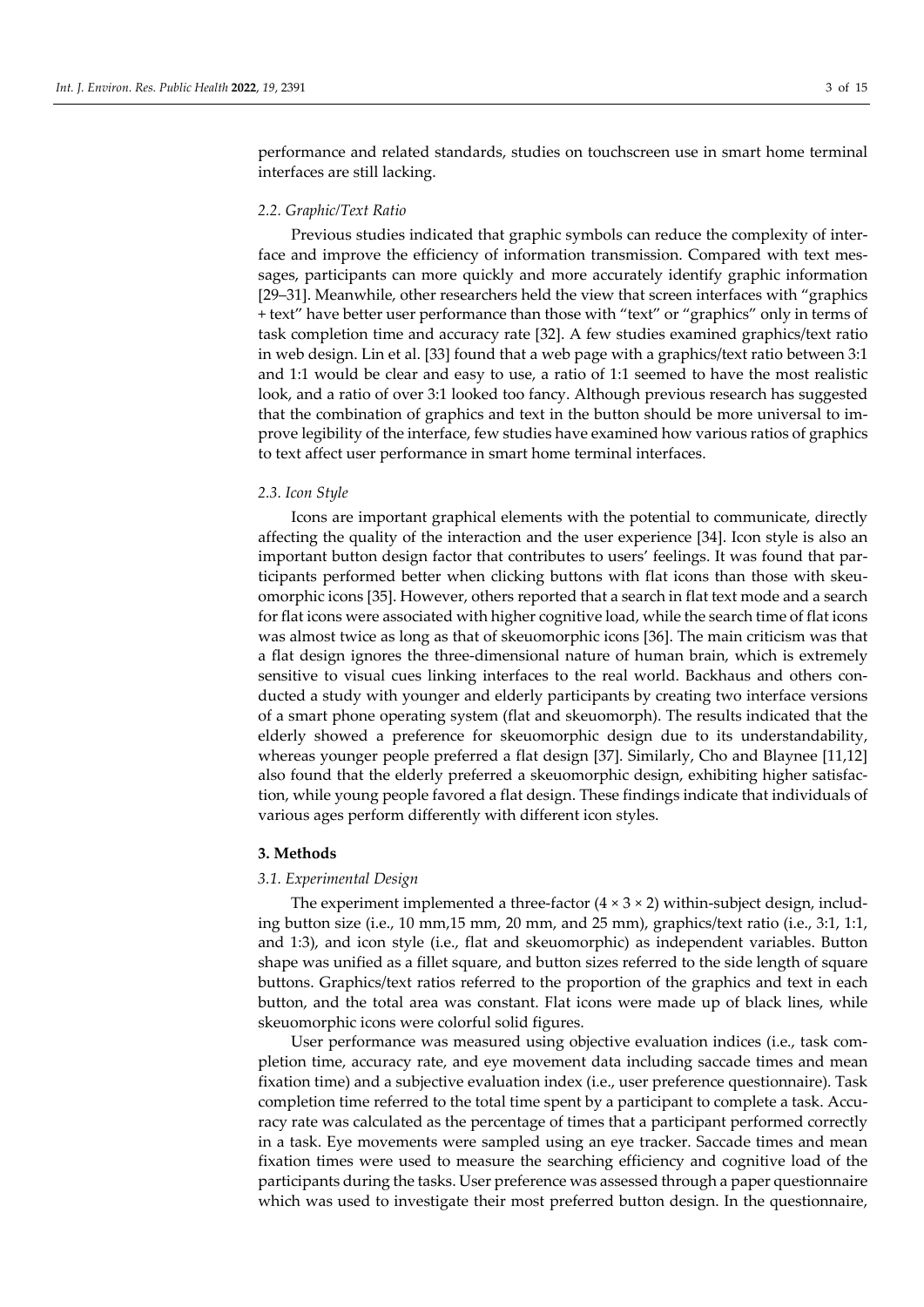performance and related standards, studies on touchscreen use in smart home terminal interfaces are still lacking.

### 2.2. Graphic/Text Ratio

Previous studies indicated that graphic symbols can reduce the complexity of interface and improve the efficiency of information transmission. Compared with text messages, participants can more quickly and more accurately identify graphic information [29–31]. Meanwhile, other researchers held the view that screen interfaces with "graphics + text" have better user performance than those with "text" or "graphics" only in terms of task completion time and accuracy rate [32]. A few studies examined graphics/text ratio in web design. Lin et al. [33] found that a web page with a graphics/text ratio between 3:1 and 1:1 would be clear and easy to use, a ratio of 1:1 seemed to have the most realistic look, and a ratio of over 3:1 looked too fancy. Although previous research has suggested that the combination of graphics and text in the button should be more universal to improve legibility of the interface, few studies have examined how various ratios of graphics to text affect user performance in smart home terminal interfaces.

### 2.3. Icon Style

Icons are important graphical elements with the potential to communicate, directly affecting the quality of the interaction and the user experience [34]. Icon style is also an important button design factor that contributes to users' feelings. It was found that participants performed better when clicking buttons with flat icons than those with skeuomorphic icons [35]. However, others reported that a search in flat text mode and a search for flat icons were associated with higher cognitive load, while the search time of flat icons was almost twice as long as that of skeuomorphic icons [36]. The main criticism was that a flat design ignores the three-dimensional nature of human brain, which is extremely sensitive to visual cues linking interfaces to the real world. Backhaus and others conducted a study with younger and elderly participants by creating two interface versions of a smart phone operating system (flat and skeuomorph). The results indicated that the elderly showed a preference for skeuomorphic design due to its understandability, whereas younger people preferred a flat design [37]. Similarly, Cho and Blaynee [11,12] also found that the elderly preferred a skeuomorphic design, exhibiting higher satisfaction, while young people favored a flat design. These findings indicate that individuals of various ages perform differently with different icon styles.

## 3. Methods

### 3.1. Experimental Design

The experiment implemented a three-factor ($4 \times 3 \times 2$) within-subject design, including button size (i.e., 10 mm,15 mm, 20 mm, and 25 mm), graphics/text ratio (i.e., 3:1, 1:1, and 1:3), and icon style (i.e., flat and skeuomorphic) as independent variables. Button shape was unified as a fillet square, and button sizes referred to the side length of square buttons. Graphics/text ratios referred to the proportion of the graphics and text in each button, and the total area was constant. Flat icons were made up of black lines, while skeuomorphic icons were colorful solid figures.

User performance was measured using objective evaluation indices (i.e., task completion time, accuracy rate, and eye movement data including saccade times and mean fixation time) and a subjective evaluation index (i.e., user preference questionnaire). Task completion time referred to the total time spent by a participant to complete a task. Accuracy rate was calculated as the percentage of times that a participant performed correctly in a task. Eye movements were sampled using an eye tracker. Saccade times and mean fixation times were used to measure the searching efficiency and cognitive load of the participants during the tasks. User preference was assessed through a paper questionnaire which was used to investigate their most preferred button design. In the questionnaire,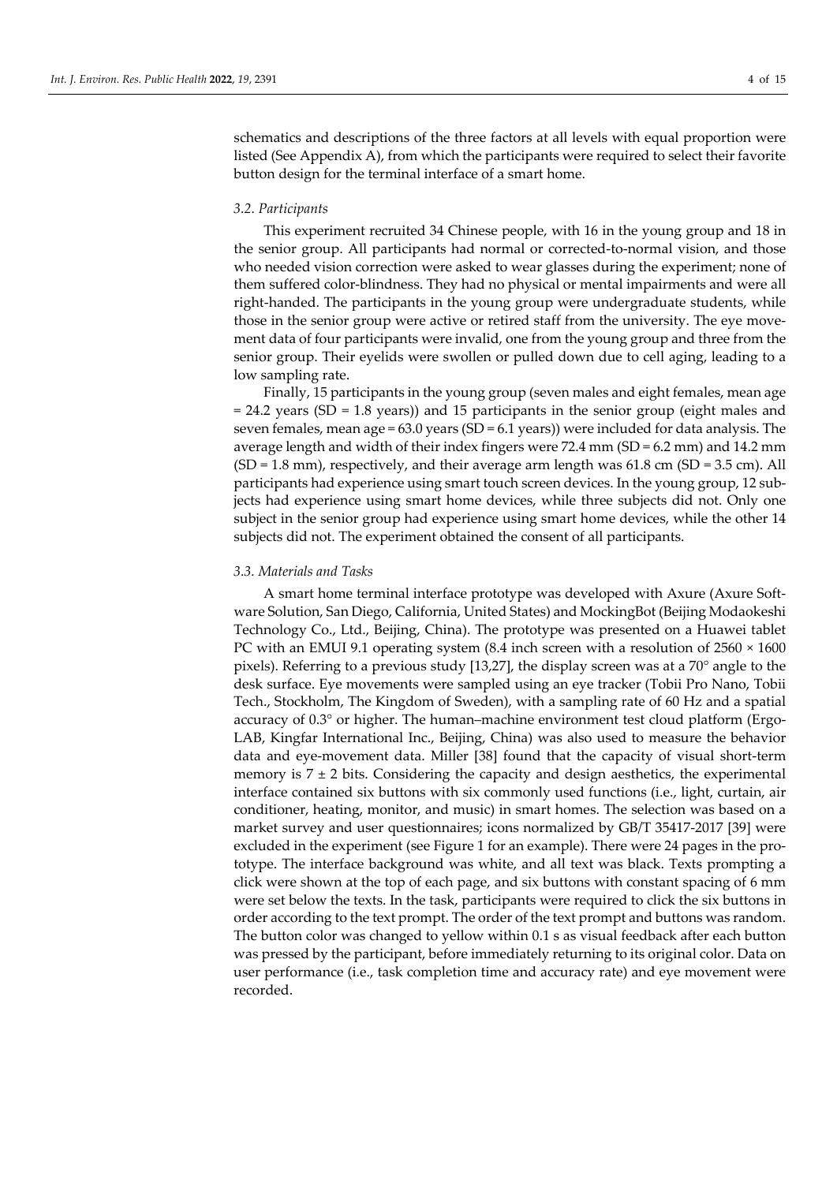schematics and descriptions of the three factors at all levels with equal proportion were listed (See Appendix A), from which the participants were required to select their favorite button design for the terminal interface of a smart home.

### *3.2. Participants*

This experiment recruited 34 Chinese people, with 16 in the young group and 18 in the senior group. All participants had normal or corrected-to-normal vision, and those who needed vision correction were asked to wear glasses during the experiment; none of them suffered color-blindness. They had no physical or mental impairments and were all right-handed. The participants in the young group were undergraduate students, while those in the senior group were active or retired staff from the university. The eye movement data of four participants were invalid, one from the young group and three from the senior group. Their eyelids were swollen or pulled down due to cell aging, leading to a low sampling rate.

Finally, 15 participants in the young group (seven males and eight females, mean age = 24.2 years (SD = 1.8 years)) and 15 participants in the senior group (eight males and seven females, mean age = 63.0 years (SD = 6.1 years)) were included for data analysis. The average length and width of their index fingers were 72.4 mm (SD = 6.2 mm) and 14.2 mm (SD = 1.8 mm), respectively, and their average arm length was 61.8 cm (SD = 3.5 cm). All participants had experience using smart touch screen devices. In the young group, 12 subjects had experience using smart home devices, while three subjects did not. Only one subject in the senior group had experience using smart home devices, while the other 14 subjects did not. The experiment obtained the consent of all participants.

### *3.3. Materials and Tasks*

A smart home terminal interface prototype was developed with Axure (Axure Software Solution, San Diego, California, United States) and MockingBot (Beijing Modaokeshi Technology Co., Ltd., Beijing, China). The prototype was presented on a Huawei tablet PC with an EMUI 9.1 operating system (8.4 inch screen with a resolution of 2560 × 1600 pixels). Referring to a previous study [13,27], the display screen was at a 70° angle to the desk surface. Eye movements were sampled using an eye tracker (Tobii Pro Nano, Tobii Tech., Stockholm, The Kingdom of Sweden), with a sampling rate of 60 Hz and a spatial accuracy of 0.3° or higher. The human–machine environment test cloud platform (ErgoLAB, Kingfar International Inc., Beijing, China) was also used to measure the behavior data and eye-movement data. Miller [38] found that the capacity of visual short-term memory is 7 ± 2 bits. Considering the capacity and design aesthetics, the experimental interface contained six buttons with six commonly used functions (i.e., light, curtain, air conditioner, heating, monitor, and music) in smart homes. The selection was based on a market survey and user questionnaires; icons normalized by GB/T 35417-2017 [39] were excluded in the experiment (see Figure 1 for an example). There were 24 pages in the prototype. The interface background was white, and all text was black. Texts prompting a click were shown at the top of each page, and six buttons with constant spacing of 6 mm were set below the texts. In the task, participants were required to click the six buttons in order according to the text prompt. The order of the text prompt and buttons was random. The button color was changed to yellow within 0.1 s as visual feedback after each button was pressed by the participant, before immediately returning to its original color. Data on user performance (i.e., task completion time and accuracy rate) and eye movement were recorded.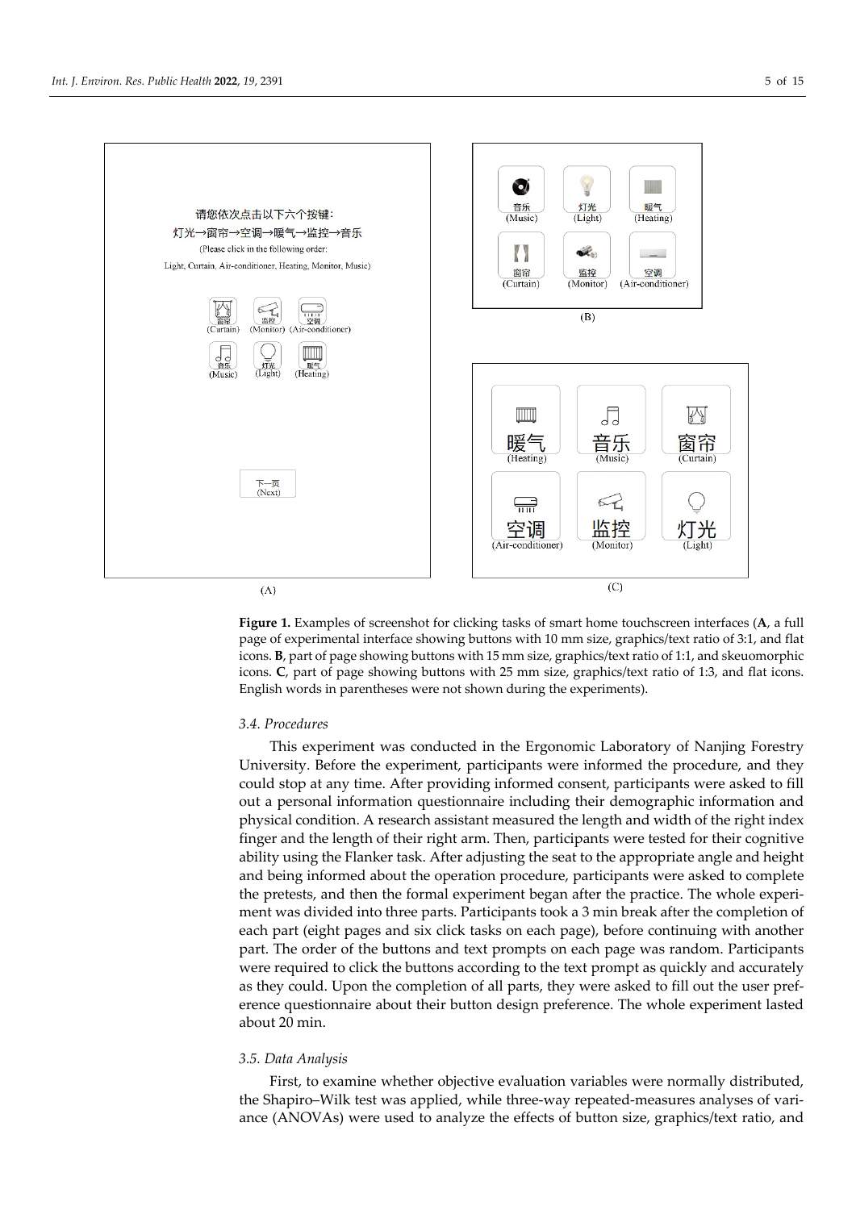**Figure 1.** Examples of screenshot for clicking tasks of smart home touchscreen interfaces (**A**, a full page of experimental interface showing buttons with 10 mm size, graphics/text ratio of 3:1, and flat icons. **B**, part of page showing buttons with 15 mm size, graphics/text ratio of 1:1, and skeuomorphic icons. **C**, part of page showing buttons with 25 mm size, graphics/text ratio of 1:3, and flat icons. English words in parentheses were not shown during the experiments).

### 3.4. Procedures

This experiment was conducted in the Ergonomic Laboratory of Nanjing Forestry University. Before the experiment, participants were informed the procedure, and they could stop at any time. After providing informed consent, participants were asked to fill out a personal information questionnaire including their demographic information and physical condition. A research assistant measured the length and width of the right index finger and the length of their right arm. Then, participants were tested for their cognitive ability using the Flanker task. After adjusting the seat to the appropriate angle and height and being informed about the operation procedure, participants were asked to complete the pretests, and then the formal experiment began after the practice. The whole experiment was divided into three parts. Participants took a 3 min break after the completion of each part (eight pages and six click tasks on each page), before continuing with another part. The order of the buttons and text prompts on each page was random. Participants were required to click the buttons according to the text prompt as quickly and accurately as they could. Upon the completion of all parts, they were asked to fill out the user preference questionnaire about their button design preference. The whole experiment lasted about 20 min.

### 3.5. Data Analysis

First, to examine whether objective evaluation variables were normally distributed, the Shapiro–Wilk test was applied, while three-way repeated-measures analyses of variance (ANOVAs) were used to analyze the effects of button size, graphics/text ratio, and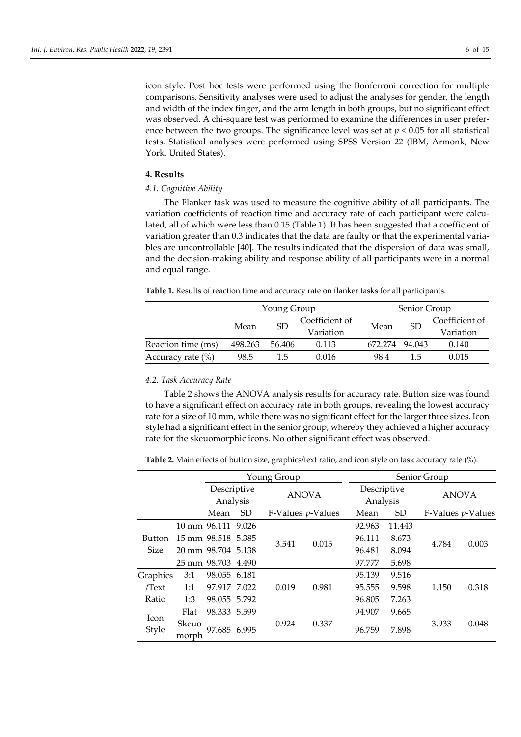icon style. Post hoc tests were performed using the Bonferroni correction for multiple comparisons. Sensitivity analyses were used to adjust the analyses for gender, the length and width of the index finger, and the arm length in both groups, but no significant effect was observed. A chi-square test was performed to examine the differences in user preference between the two groups. The significance level was set at $p < 0.05$ for all statistical tests. Statistical analyses were performed using SPSS Version 22 (IBM, Armonk, New York, United States).

## 4. Results

### *4.1. Cognitive Ability*

The Flanker task was used to measure the cognitive ability of all participants. The variation coefficients of reaction time and accuracy rate of each participant were calculated, all of which were less than 0.15 (Table 1). It has been suggested that a coefficient of variation greater than 0.3 indicates that the data are faulty or that the experimental variables are uncontrollable [40]. The results indicated that the dispersion of data was small, and the decision-making ability and response ability of all participants were in a normal and equal range.

**Table 1.** Results of reaction time and accuracy rate on flanker tasks for all participants.

| | Young Group | | | Senior Group | | |
|---|---|---|---|---|---|---|
| | Mean | SD | Coefficient of Variation | Mean | SD | Coefficient of Variation |
| Reaction time (ms) | 498.263 | 56.406 | 0.113 | 672.274 | 94.043 | 0.140 |
| Accuracy rate (%) | 98.5 | 1.5 | 0.016 | 98.4 | 1.5 | 0.015 |

### *4.2. Task Accuracy Rate*

Table 2 shows the ANOVA analysis results for accuracy rate. Button size was found to have a significant effect on accuracy rate in both groups, revealing the lowest accuracy rate for a size of 10 mm, while there was no significant effect for the larger three sizes. Icon style had a significant effect in the senior group, whereby they achieved a higher accuracy rate for the skeuomorphic icons. No other significant effect was observed.

**Table 2.** Main effects of button size, graphics/text ratio, and icon style on task accuracy rate (%).

| | | Young Group | | | | Senior Group | | | |
|---|---|---|---|---|---|---|---|---|---|
| | | Descriptive Analysis | | ANOVA | | Descriptive Analysis | | ANOVA | |
| | | Mean | SD | F-Values | *p*-Values | Mean | SD | F-Values | *p*-Values |
| Button Size | 10 mm | 96.111 | 9.026 | 3.541 | 0.015 | 92.963 | 11.443 | 4.784 | 0.003 |
| | 15 mm | 98.518 | 5.385 | | | 96.111 | 8.673 | | |
| | 20 mm | 98.704 | 5.138 | | | 96.481 | 8.094 | | |
| | 25 mm | 98.703 | 4.490 | | | 97.777 | 5.698 | | |
| Graphics/Text Ratio | 3:1 | 98.055 | 6.181 | 0.019 | 0.981 | 95.139 | 9.516 | 1.150 | 0.318 |
| | 1:1 | 97.917 | 7.022 | | | 95.555 | 9.598 | | |
| | 1:3 | 98.055 | 5.792 | | | 96.805 | 7.263 | | |
| Icon Style | Flat | 98.333 | 5.599 | 0.924 | 0.337 | 94.907 | 9.665 | 3.933 | 0.048 |
| | Skeuomorph | 97.685 | 6.995 | | | 96.759 | 7.898 | | |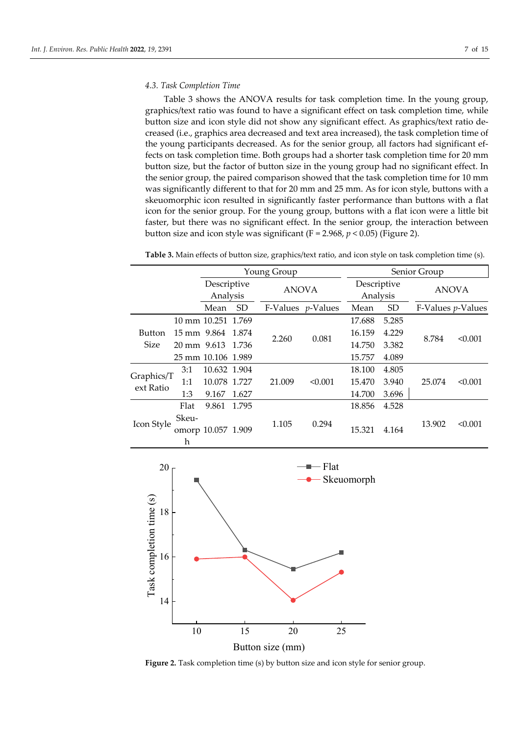### 4.3. Task Completion Time

Table 3 shows the ANOVA results for task completion time. In the young group, graphics/text ratio was found to have a significant effect on task completion time, while button size and icon style did not show any significant effect. As graphics/text ratio decreased (i.e., graphics area decreased and text area increased), the task completion time of the young participants decreased. As for the senior group, all factors had significant effects on task completion time. Both groups had a shorter task completion time for 20 mm button size, but the factor of button size in the young group had no significant effect. In the senior group, the paired comparison showed that the task completion time for 10 mm was significantly different to that for 20 mm and 25 mm. As for icon style, buttons with a skeuomorphic icon resulted in significantly faster performance than buttons with a flat icon for the senior group. For the young group, buttons with a flat icon were a little bit faster, but there was no significant effect. In the senior group, the interaction between button size and icon style was significant ($F = 2.968$, $p < 0.05$) (Figure 2).

**Table 3.** Main effects of button size, graphics/text ratio, and icon style on task completion time (s).

| | | Young Group | | | | Senior Group | | | |
|---|---|---|---|---|---|---|---|---|---|
| | | Descriptive Analysis | | ANOVA | | Descriptive Analysis | | ANOVA | |
| | | Mean | SD | F-Values | *p*-Values | Mean | SD | F-Values | *p*-Values |
| Button Size | 10 mm | 10.251 | 1.769 | 2.260 | 0.081 | 17.688 | 5.285 | 8.784 | <0.001 |
| | 15 mm | 9.864 | 1.874 | | | 16.159 | 4.229 | | |
| | 20 mm | 9.613 | 1.736 | | | 14.750 | 3.382 | | |
| | 25 mm | 10.106 | 1.989 | | | 15.757 | 4.089 | | |
| Graphics/Text Ratio | 3:1 | 10.632 | 1.904 | 21.009 | <0.001 | 18.100 | 4.805 | 25.074 | <0.001 |
| | 1:1 | 10.078 | 1.727 | | | 15.470 | 3.940 | | |
| | 1:3 | 9.167 | 1.627 | | | 14.700 | 3.696 | | |
| Icon Style | Flat | 9.861 | 1.795 | 1.105 | 0.294 | 18.856 | 4.528 | 13.902 | <0.001 |
| | Skeuomorph | 10.057 | 1.909 | | | 15.321 | 4.164 | | |

**Figure 2.** Task completion time (s) by button size and icon style for senior group.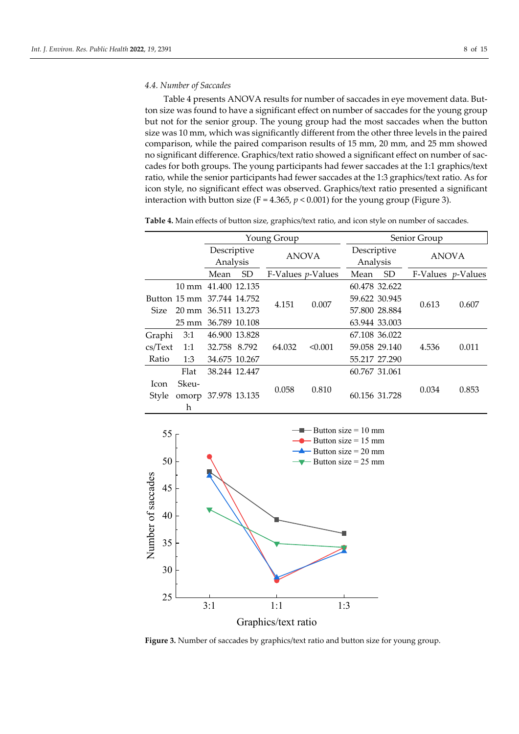### 4.4. Number of Saccades

Table 4 presents ANOVA results for number of saccades in eye movement data. Button size was found to have a significant effect on number of saccades for the young group but not for the senior group. The young group had the most saccades when the button size was 10 mm, which was significantly different from the other three levels in the paired comparison, while the paired comparison results of 15 mm, 20 mm, and 25 mm showed no significant difference. Graphics/text ratio showed a significant effect on number of saccades for both groups. The young participants had fewer saccades at the 1:1 graphics/text ratio, while the senior participants had fewer saccades at the 1:3 graphics/text ratio. As for icon style, no significant effect was observed. Graphics/text ratio presented a significant interaction with button size ($F = 4.365$, $p < 0.001$) for the young group (Figure 3).

**Table 4.** Main effects of button size, graphics/text ratio, and icon style on number of saccades.

| | | Young Group | | | | Senior Group | | | |
|---|---|---|---|---|---|---|---|---|---|
| | | Descriptive Analysis | | ANOVA | | Descriptive Analysis | | ANOVA | |
| | | Mean | SD | F-Values | *p*-Values | Mean | SD | F-Values | *p*-Values |
| Button Size | 10 mm | 41.400 | 12.135 | 4.151 | 0.007 | 60.478 | 32.622 | 0.613 | 0.607 |
| | 15 mm | 37.744 | 14.752 | | | 59.622 | 30.945 | | |
| | 20 mm | 36.511 | 13.273 | | | 57.800 | 28.884 | | |
| | 25 mm | 36.789 | 10.108 | | | 63.944 | 33.003 | | |
| Graphics/Text Ratio | 3:1 | 46.900 | 13.828 | 64.032 | <0.001 | 67.108 | 36.022 | 4.536 | 0.011 |
| | 1:1 | 32.758 | 8.792 | | | 59.058 | 29.140 | | |
| | 1:3 | 34.675 | 10.267 | | | 55.217 | 27.290 | | |
| Icon Style | Flat | 38.244 | 12.447 | 0.058 | 0.810 | 60.767 | 31.061 | 0.034 | 0.853 |
| | Skeuomorph | 37.978 | 13.135 | | | 60.156 | 31.728 | | |

**Figure 3.** Number of saccades by graphics/text ratio and button size for young group.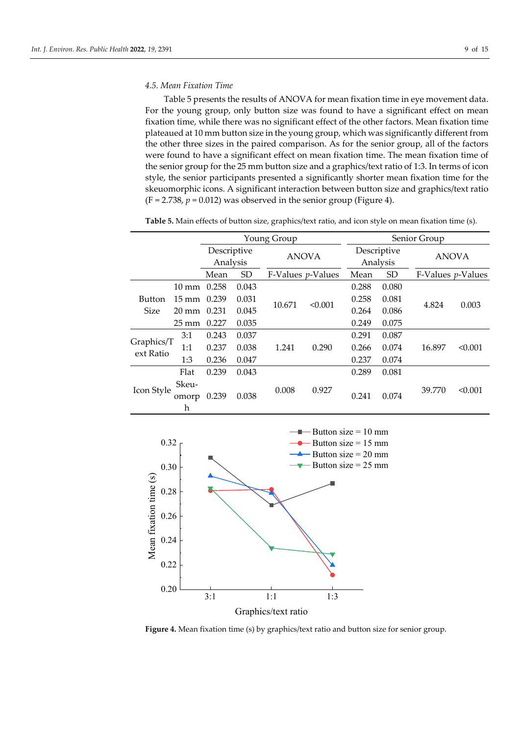### 4.5. Mean Fixation Time

Table 5 presents the results of ANOVA for mean fixation time in eye movement data. For the young group, only button size was found to have a significant effect on mean fixation time, while there was no significant effect of the other factors. Mean fixation time plateaued at 10 mm button size in the young group, which was significantly different from the other three sizes in the paired comparison. As for the senior group, all of the factors were found to have a significant effect on mean fixation time. The mean fixation time of the senior group for the 25 mm button size and a graphics/text ratio of 1:3. In terms of icon style, the senior participants presented a significantly shorter mean fixation time for the skeuomorphic icons. A significant interaction between button size and graphics/text ratio (F = 2.738, $p = 0.012$) was observed in the senior group (Figure 4).

**Table 5.** Main effects of button size, graphics/text ratio, and icon style on mean fixation time (s).

| | | Young Group | | | | Senior Group | | | |
|---|---|---|---|---|---|---|---|---|---|
| | | Descriptive Analysis | | ANOVA | | Descriptive Analysis | | ANOVA | |
| | | Mean | SD | F-Values | *p*-Values | Mean | SD | F-Values | *p*-Values |
| Button Size | 10 mm | 0.258 | 0.043 | 10.671 | <0.001 | 0.288 | 0.080 | 4.824 | 0.003 |
| | 15 mm | 0.239 | 0.031 | | | 0.258 | 0.081 | | |
| | 20 mm | 0.231 | 0.045 | | | 0.264 | 0.086 | | |
| | 25 mm | 0.227 | 0.035 | | | 0.249 | 0.075 | | |
| Graphics/Text Ratio | 3:1 | 0.243 | 0.037 | 1.241 | 0.290 | 0.291 | 0.087 | 16.897 | <0.001 |
| | 1:1 | 0.237 | 0.038 | | | 0.266 | 0.074 | | |
| | 1:3 | 0.236 | 0.047 | | | 0.237 | 0.074 | | |
| Icon Style | Flat | 0.239 | 0.043 | 0.008 | 0.927 | 0.289 | 0.081 | 39.770 | <0.001 |
| | Skeuomorph | 0.239 | 0.038 | | | 0.241 | 0.074 | | |

**Figure 4.** Mean fixation time (s) by graphics/text ratio and button size for senior group.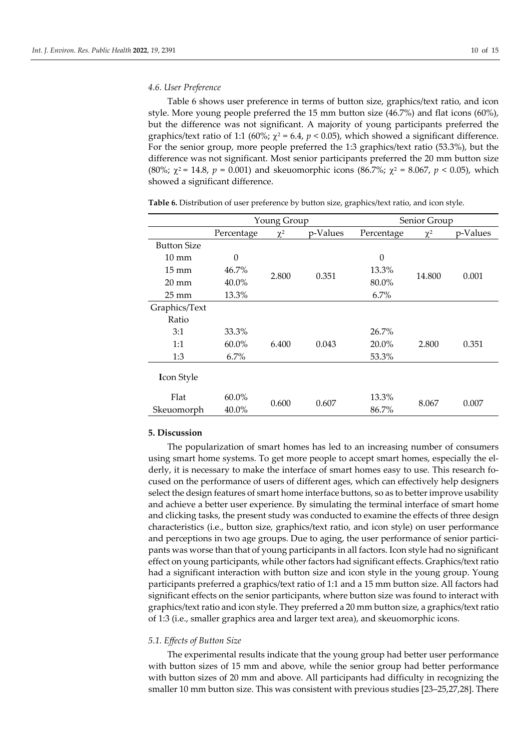### 4.6. User Preference

Table 6 shows user preference in terms of button size, graphics/text ratio, and icon style. More young people preferred the 15 mm button size (46.7%) and flat icons (60%), but the difference was not significant. A majority of young participants preferred the graphics/text ratio of 1:1 (60%; $\chi^2 = 6.4$, $p < 0.05$), which showed a significant difference. For the senior group, more people preferred the 1:3 graphics/text ratio (53.3%), but the difference was not significant. Most senior participants preferred the 20 mm button size (80%; $\chi^2 = 14.8$, $p = 0.001$) and skeuomorphic icons (86.7%; $\chi^2 = 8.067$, $p < 0.05$), which showed a significant difference.

**Table 6.** Distribution of user preference by button size, graphics/text ratio, and icon style.

| | Young Group | | | Senior Group | | |
|---|---|---|---|---|---|---|
| | Percentage | $\chi^2$ | p-Values | Percentage | $\chi^2$ | p-Values |
| Button Size | | | | | | |
| 10 mm | 0 | 2.800 | 0.351 | 0 | 14.800 | 0.001 |
| 15 mm | 46.7% | | | 13.3% | | |
| 20 mm | 40.0% | | | 80.0% | | |
| 25 mm | 13.3% | | | 6.7% | | |
| Graphics/Text Ratio | | | | | | |
| 3:1 | 33.3% | 6.400 | 0.043 | 26.7% | 2.800 | 0.351 |
| 1:1 | 60.0% | | | 20.0% | | |
| 1:3 | 6.7% | | | 53.3% | | |
| Icon Style | | | | | | |
| Flat | 60.0% | 0.600 | 0.607 | 13.3% | 8.067 | 0.007 |
| Skeuomorph | 40.0% | | | 86.7% | | |

## 5. Discussion

The popularization of smart homes has led to an increasing number of consumers using smart home systems. To get more people to accept smart homes, especially the elderly, it is necessary to make the interface of smart homes easy to use. This research focused on the performance of users of different ages, which can effectively help designers select the design features of smart home interface buttons, so as to better improve usability and achieve a better user experience. By simulating the terminal interface of smart home and clicking tasks, the present study was conducted to examine the effects of three design characteristics (i.e., button size, graphics/text ratio, and icon style) on user performance and perceptions in two age groups. Due to aging, the user performance of senior participants was worse than that of young participants in all factors. Icon style had no significant effect on young participants, while other factors had significant effects. Graphics/text ratio had a significant interaction with button size and icon style in the young group. Young participants preferred a graphics/text ratio of 1:1 and a 15 mm button size. All factors had significant effects on the senior participants, where button size was found to interact with graphics/text ratio and icon style. They preferred a 20 mm button size, a graphics/text ratio of 1:3 (i.e., smaller graphics area and larger text area), and skeuomorphic icons.

### 5.1. Effects of Button Size

The experimental results indicate that the young group had better user performance with button sizes of 15 mm and above, while the senior group had better performance with button sizes of 20 mm and above. All participants had difficulty in recognizing the smaller 10 mm button size. This was consistent with previous studies [23–25,27,28]. There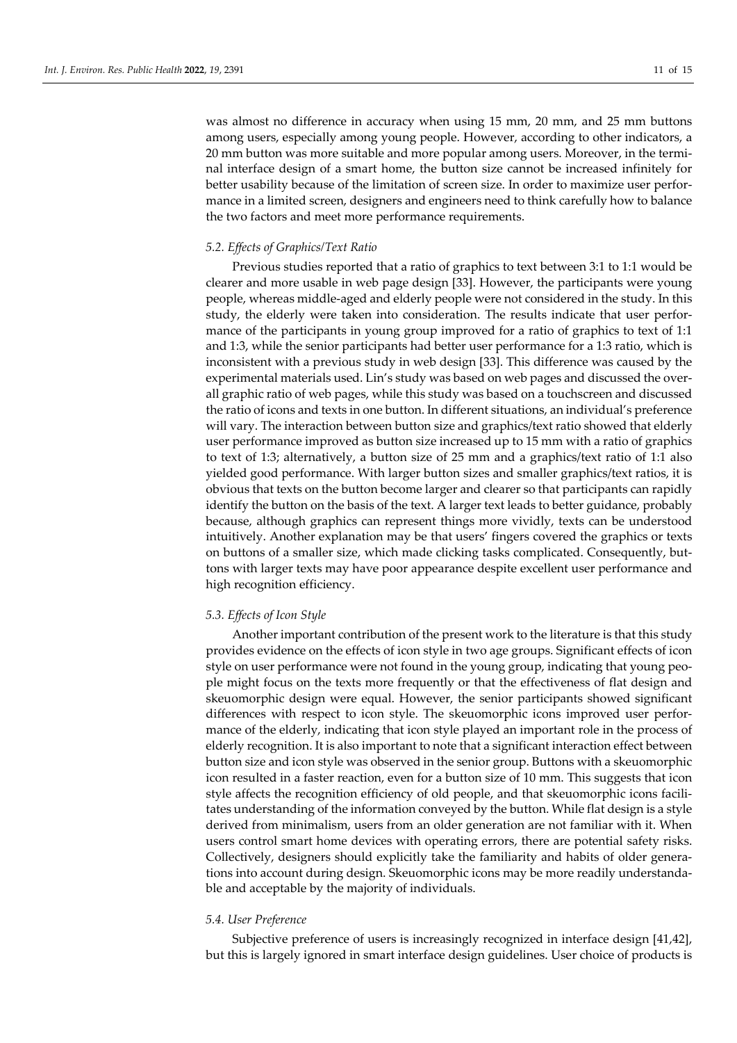was almost no difference in accuracy when using 15 mm, 20 mm, and 25 mm buttons among users, especially among young people. However, according to other indicators, a 20 mm button was more suitable and more popular among users. Moreover, in the terminal interface design of a smart home, the button size cannot be increased infinitely for better usability because of the limitation of screen size. In order to maximize user performance in a limited screen, designers and engineers need to think carefully how to balance the two factors and meet more performance requirements.

### *5.2. Effects of Graphics/Text Ratio*

Previous studies reported that a ratio of graphics to text between 3:1 to 1:1 would be clearer and more usable in web page design [33]. However, the participants were young people, whereas middle-aged and elderly people were not considered in the study. In this study, the elderly were taken into consideration. The results indicate that user performance of the participants in young group improved for a ratio of graphics to text of 1:1 and 1:3, while the senior participants had better user performance for a 1:3 ratio, which is inconsistent with a previous study in web design [33]. This difference was caused by the experimental materials used. Lin's study was based on web pages and discussed the overall graphic ratio of web pages, while this study was based on a touchscreen and discussed the ratio of icons and texts in one button. In different situations, an individual's preference will vary. The interaction between button size and graphics/text ratio showed that elderly user performance improved as button size increased up to 15 mm with a ratio of graphics to text of 1:3; alternatively, a button size of 25 mm and a graphics/text ratio of 1:1 also yielded good performance. With larger button sizes and smaller graphics/text ratios, it is obvious that texts on the button become larger and clearer so that participants can rapidly identify the button on the basis of the text. A larger text leads to better guidance, probably because, although graphics can represent things more vividly, texts can be understood intuitively. Another explanation may be that users' fingers covered the graphics or texts on buttons of a smaller size, which made clicking tasks complicated. Consequently, buttons with larger texts may have poor appearance despite excellent user performance and high recognition efficiency.

### *5.3. Effects of Icon Style*

Another important contribution of the present work to the literature is that this study provides evidence on the effects of icon style in two age groups. Significant effects of icon style on user performance were not found in the young group, indicating that young people might focus on the texts more frequently or that the effectiveness of flat design and skeuomorphic design were equal. However, the senior participants showed significant differences with respect to icon style. The skeuomorphic icons improved user performance of the elderly, indicating that icon style played an important role in the process of elderly recognition. It is also important to note that a significant interaction effect between button size and icon style was observed in the senior group. Buttons with a skeuomorphic icon resulted in a faster reaction, even for a button size of 10 mm. This suggests that icon style affects the recognition efficiency of old people, and that skeuomorphic icons facilitates understanding of the information conveyed by the button. While flat design is a style derived from minimalism, users from an older generation are not familiar with it. When users control smart home devices with operating errors, there are potential safety risks. Collectively, designers should explicitly take the familiarity and habits of older generations into account during design. Skeuomorphic icons may be more readily understandable and acceptable by the majority of individuals.

### *5.4. User Preference*

Subjective preference of users is increasingly recognized in interface design [41,42], but this is largely ignored in smart interface design guidelines. User choice of products is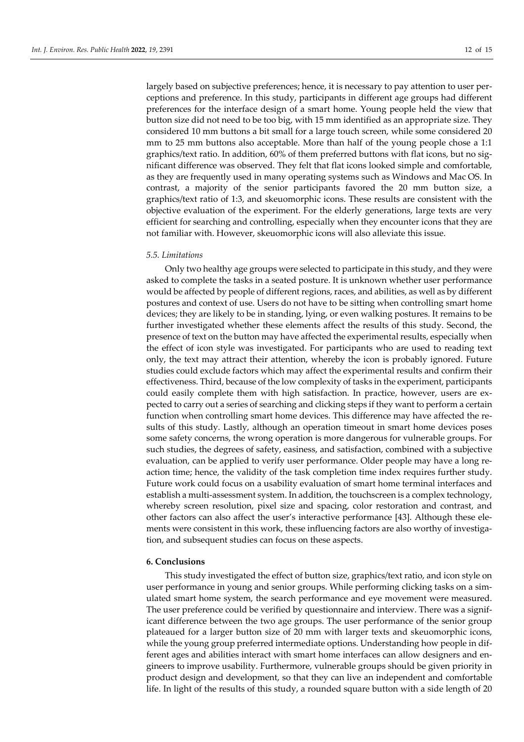largely based on subjective preferences; hence, it is necessary to pay attention to user perceptions and preference. In this study, participants in different age groups had different preferences for the interface design of a smart home. Young people held the view that button size did not need to be too big, with 15 mm identified as an appropriate size. They considered 10 mm buttons a bit small for a large touch screen, while some considered 20 mm to 25 mm buttons also acceptable. More than half of the young people chose a 1:1 graphics/text ratio. In addition, 60% of them preferred buttons with flat icons, but no significant difference was observed. They felt that flat icons looked simple and comfortable, as they are frequently used in many operating systems such as Windows and Mac OS. In contrast, a majority of the senior participants favored the 20 mm button size, a graphics/text ratio of 1:3, and skeuomorphic icons. These results are consistent with the objective evaluation of the experiment. For the elderly generations, large texts are very efficient for searching and controlling, especially when they encounter icons that they are not familiar with. However, skeuomorphic icons will also alleviate this issue.

### *5.5. Limitations*

Only two healthy age groups were selected to participate in this study, and they were asked to complete the tasks in a seated posture. It is unknown whether user performance would be affected by people of different regions, races, and abilities, as well as by different postures and context of use. Users do not have to be sitting when controlling smart home devices; they are likely to be in standing, lying, or even walking postures. It remains to be further investigated whether these elements affect the results of this study. Second, the presence of text on the button may have affected the experimental results, especially when the effect of icon style was investigated. For participants who are used to reading text only, the text may attract their attention, whereby the icon is probably ignored. Future studies could exclude factors which may affect the experimental results and confirm their effectiveness. Third, because of the low complexity of tasks in the experiment, participants could easily complete them with high satisfaction. In practice, however, users are expected to carry out a series of searching and clicking steps if they want to perform a certain function when controlling smart home devices. This difference may have affected the results of this study. Lastly, although an operation timeout in smart home devices poses some safety concerns, the wrong operation is more dangerous for vulnerable groups. For such studies, the degrees of safety, easiness, and satisfaction, combined with a subjective evaluation, can be applied to verify user performance. Older people may have a long reaction time; hence, the validity of the task completion time index requires further study. Future work could focus on a usability evaluation of smart home terminal interfaces and establish a multi-assessment system. In addition, the touchscreen is a complex technology, whereby screen resolution, pixel size and spacing, color restoration and contrast, and other factors can also affect the user's interactive performance [43]. Although these elements were consistent in this work, these influencing factors are also worthy of investigation, and subsequent studies can focus on these aspects.

## 6. Conclusions

This study investigated the effect of button size, graphics/text ratio, and icon style on user performance in young and senior groups. While performing clicking tasks on a simulated smart home system, the search performance and eye movement were measured. The user preference could be verified by questionnaire and interview. There was a significant difference between the two age groups. The user performance of the senior group plateaued for a larger button size of 20 mm with larger texts and skeuomorphic icons, while the young group preferred intermediate options. Understanding how people in different ages and abilities interact with smart home interfaces can allow designers and engineers to improve usability. Furthermore, vulnerable groups should be given priority in product design and development, so that they can live an independent and comfortable life. In light of the results of this study, a rounded square button with a side length of 20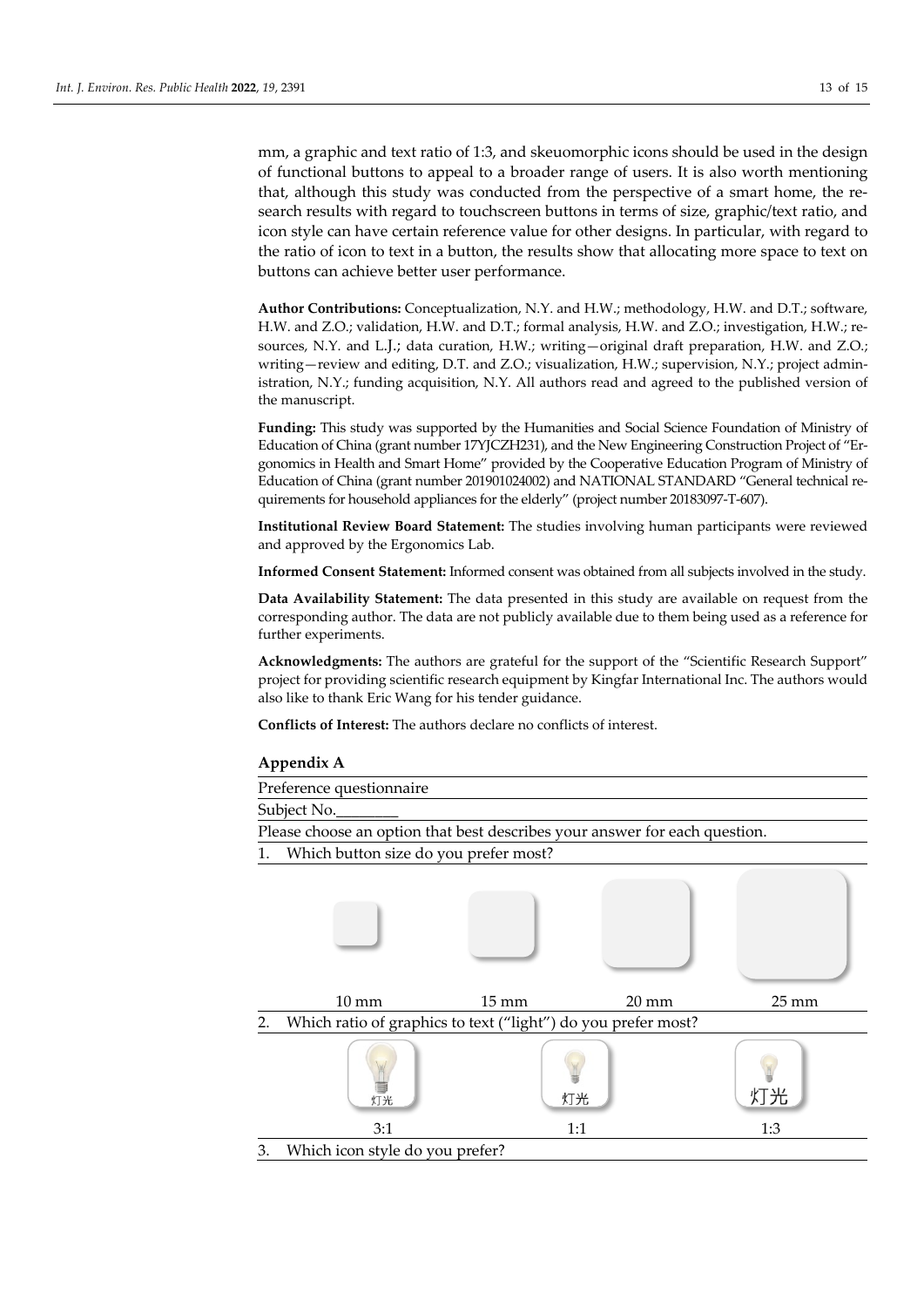mm, a graphic and text ratio of 1:3, and skeuomorphic icons should be used in the design of functional buttons to appeal to a broader range of users. It is also worth mentioning that, although this study was conducted from the perspective of a smart home, the research results with regard to touchscreen buttons in terms of size, graphic/text ratio, and icon style can have certain reference value for other designs. In particular, with regard to the ratio of icon to text in a button, the results show that allocating more space to text on buttons can achieve better user performance.

**Author Contributions:** Conceptualization, N.Y. and H.W.; methodology, H.W. and D.T.; software, H.W. and Z.O.; validation, H.W. and D.T.; formal analysis, H.W. and Z.O.; investigation, H.W.; resources, N.Y. and L.J.; data curation, H.W.; writing—original draft preparation, H.W. and Z.O.; writing—review and editing, D.T. and Z.O.; visualization, H.W.; supervision, N.Y.; project administration, N.Y.; funding acquisition, N.Y. All authors read and agreed to the published version of the manuscript.

**Funding:** This study was supported by the Humanities and Social Science Foundation of Ministry of Education of China (grant number 17YJCZH231), and the New Engineering Construction Project of "Ergonomics in Health and Smart Home" provided by the Cooperative Education Program of Ministry of Education of China (grant number 201901024002) and NATIONAL STANDARD "General technical requirements for household appliances for the elderly" (project number 20183097-T-607).

**Institutional Review Board Statement:** The studies involving human participants were reviewed and approved by the Ergonomics Lab.

**Informed Consent Statement:** Informed consent was obtained from all subjects involved in the study.

**Data Availability Statement:** The data presented in this study are available on request from the corresponding author. The data are not publicly available due to them being used as a reference for further experiments.

**Acknowledgments:** The authors are grateful for the support of the "Scientific Research Support" project for providing scientific research equipment by Kingfar International Inc. The authors would also like to thank Eric Wang for his tender guidance.

**Conflicts of Interest:** The authors declare no conflicts of interest.

## Appendix A

Preference questionnaire

Subject No.________

Please choose an option that best describes your answer for each question.

1. Which button size do you prefer most?

| 10 mm | 15 mm | 20 mm | 25 mm |
|---|---|---|---|

2. Which ratio of graphics to text ("light") do you prefer most?

| 灯光 | 灯光 | 灯光 |
|---|---|---|
| 3:1 | 1:1 | 1:3 |

3. Which icon style do you prefer?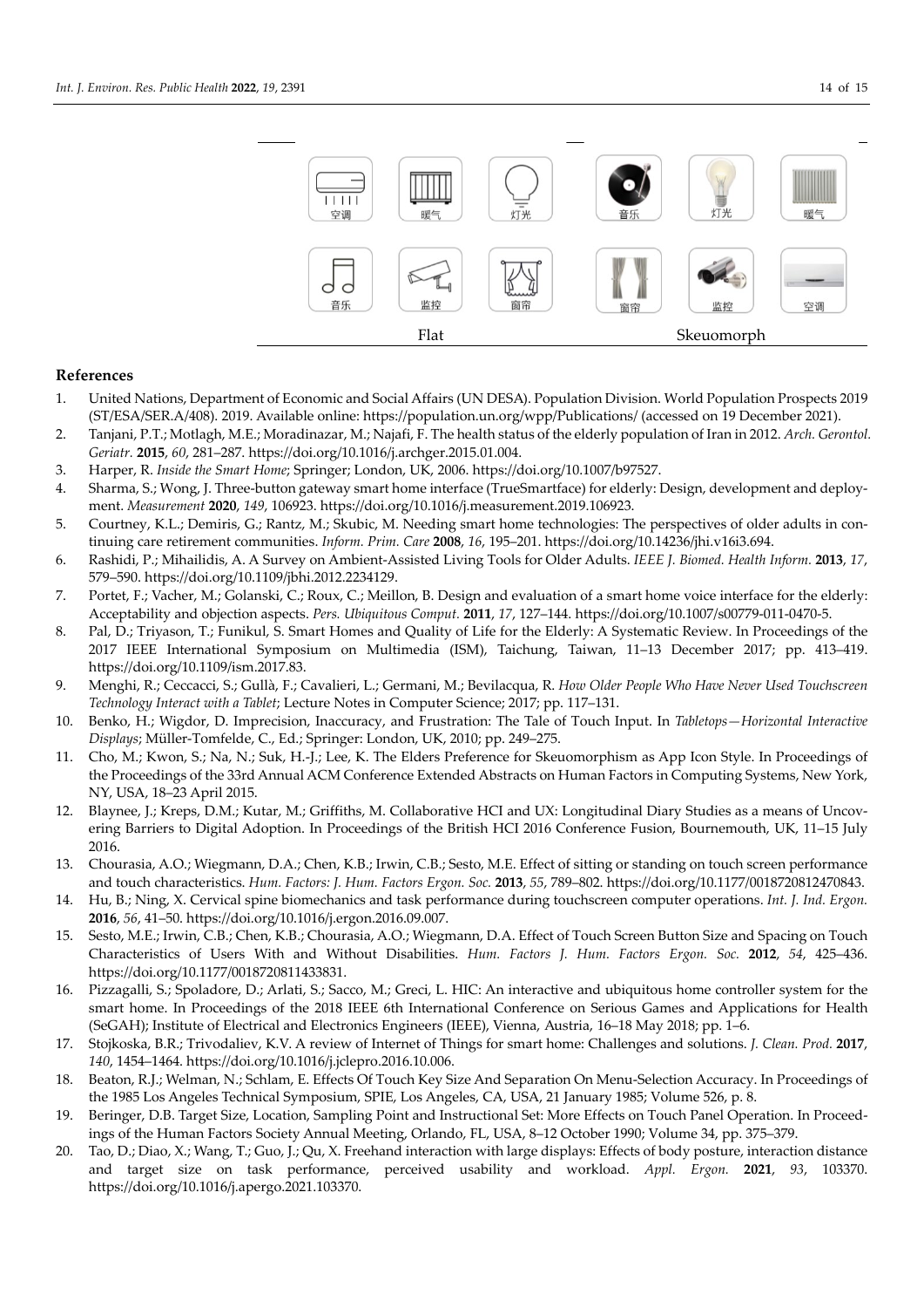| | Flat | | | Skeuomorph | |
|---|---|---|---|---|---|
| 空调 | 暖气 | 灯光 | 音乐 | 灯光 | 暖气 |
| 音乐 | 监控 | 窗帘 | 窗帘 | 监控 | 空调 |

## References

1. United Nations, Department of Economic and Social Affairs (UN DESA). Population Division. World Population Prospects 2019 (ST/ESA/SER.A/408). 2019. Available online: https://population.un.org/wpp/Publications/ (accessed on 19 December 2021).
2. Tanjani, P.T.; Motlagh, M.E.; Moradinazar, M.; Najafi, F. The health status of the elderly population of Iran in 2012. *Arch. Gerontol. Geriatr.* **2015**, *60*, 281–287. https://doi.org/10.1016/j.archger.2015.01.004.
3. Harper, R. *Inside the Smart Home*; Springer: London, UK, 2006. https://doi.org/10.1007/b97527.
4. Sharma, S.; Wong, J. Three-button gateway smart home interface (TrueSmartface) for elderly: Design, development and deployment. *Measurement* **2020**, *149*, 106923. https://doi.org/10.1016/j.measurement.2019.106923.
5. Courtney, K.L.; Demiris, G.; Rantz, M.; Skubic, M. Needing smart home technologies: The perspectives of older adults in continuing care retirement communities. *Inform. Prim. Care* **2008**, *16*, 195–201. https://doi.org/10.14236/jhi.v16i3.694.
6. Rashidi, P.; Mihailidis, A. A Survey on Ambient-Assisted Living Tools for Older Adults. *IEEE J. Biomed. Health Inform.* **2013**, *17*, 579–590. https://doi.org/10.1109/jbhi.2012.2234129.
7. Portet, F.; Vacher, M.; Golanski, C.; Roux, C.; Meillon, B. Design and evaluation of a smart home voice interface for the elderly: Acceptability and objection aspects. *Pers. Ubiquitous Comput.* **2011**, *17*, 127–144. https://doi.org/10.1007/s00779-011-0470-5.
8. Pal, D.; Triyason, T.; Funikul, S. Smart Homes and Quality of Life for the Elderly: A Systematic Review. In Proceedings of the 2017 IEEE International Symposium on Multimedia (ISM), Taichung, Taiwan, 11–13 December 2017; pp. 413–419. https://doi.org/10.1109/ism.2017.83.
9. Menghi, R.; Ceccacci, S.; Gullà, F.; Cavalieri, L.; Germani, M.; Bevilacqua, R. *How Older People Who Have Never Used Touchscreen Technology Interact with a Tablet*; Lecture Notes in Computer Science; 2017; pp. 117–131.
10. Benko, H.; Wigdor, D. Imprecision, Inaccuracy, and Frustration: The Tale of Touch Input. In *Tabletops—Horizontal Interactive Displays*; Müller-Tomfelde, C., Ed.; Springer: London, UK, 2010; pp. 249–275.
11. Cho, M.; Kwon, S.; Na, N.; Suk, H.-J.; Lee, K. The Elders Preference for Skeuomorphism as App Icon Style. In Proceedings of the Proceedings of the 33rd Annual ACM Conference Extended Abstracts on Human Factors in Computing Systems, New York, NY, USA, 18–23 April 2015.
12. Blaynee, J.; Kreps, D.M.; Kutar, M.; Griffiths, M. Collaborative HCI and UX: Longitudinal Diary Studies as a means of Uncovering Barriers to Digital Adoption. In Proceedings of the British HCI 2016 Conference Fusion, Bournemouth, UK, 11–15 July 2016.
13. Chourasia, A.O.; Wiegmann, D.A.; Chen, K.B.; Irwin, C.B.; Sesto, M.E. Effect of sitting or standing on touch screen performance and touch characteristics. *Hum. Factors: J. Hum. Factors Ergon. Soc.* **2013**, *55*, 789–802. https://doi.org/10.1177/0018720812470843.
14. Hu, B.; Ning, X. Cervical spine biomechanics and task performance during touchscreen computer operations. *Int. J. Ind. Ergon.* **2016**, *56*, 41–50. https://doi.org/10.1016/j.ergon.2016.09.007.
15. Sesto, M.E.; Irwin, C.B.; Chen, K.B.; Chourasia, A.O.; Wiegmann, D.A. Effect of Touch Screen Button Size and Spacing on Touch Characteristics of Users With and Without Disabilities. *Hum. Factors J. Hum. Factors Ergon. Soc.* **2012**, *54*, 425–436. https://doi.org/10.1177/0018720811433831.
16. Pizzagalli, S.; Spoladore, D.; Arlati, S.; Sacco, M.; Greci, L. HIC: An interactive and ubiquitous home controller system for the smart home. In Proceedings of the 2018 IEEE 6th International Conference on Serious Games and Applications for Health (SeGAH); Institute of Electrical and Electronics Engineers (IEEE), Vienna, Austria, 16–18 May 2018; pp. 1–6.
17. Stojkoska, B.R.; Trivodaliev, K.V. A review of Internet of Things for smart home: Challenges and solutions. *J. Clean. Prod.* **2017**, *140*, 1454–1464. https://doi.org/10.1016/j.jclepro.2016.10.006.
18. Beaton, R.J.; Welman, N.; Schlam, E. Effects Of Touch Key Size And Separation On Menu-Selection Accuracy. In Proceedings of the 1985 Los Angeles Technical Symposium, SPIE, Los Angeles, CA, USA, 21 January 1985; Volume 526, p. 8.
19. Beringer, D.B. Target Size, Location, Sampling Point and Instructional Set: More Effects on Touch Panel Operation. In Proceedings of the Human Factors Society Annual Meeting, Orlando, FL, USA, 8–12 October 1990; Volume 34, pp. 375–379.
20. Tao, D.; Diao, X.; Wang, T.; Guo, J.; Qu, X. Freehand interaction with large displays: Effects of body posture, interaction distance and target size on task performance, perceived usability and workload. *Appl. Ergon.* **2021**, *93*, 103370. https://doi.org/10.1016/j.apergo.2021.103370.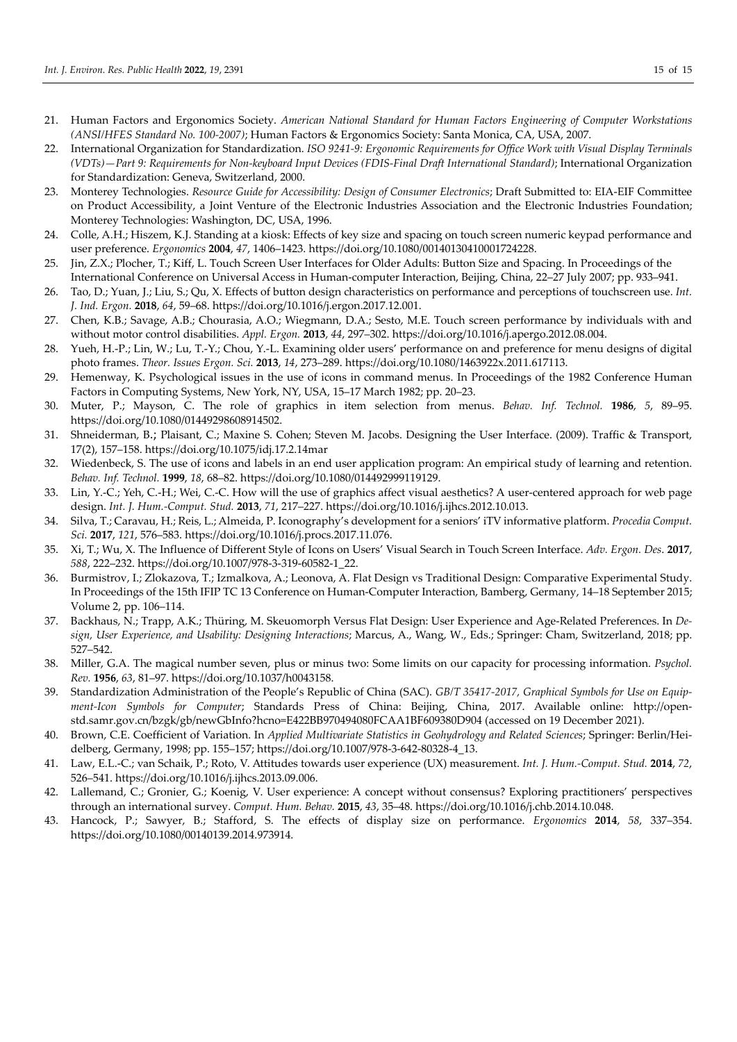21. Human Factors and Ergonomics Society. *American National Standard for Human Factors Engineering of Computer Workstations (ANSI/HFES Standard No. 100-2007)*; Human Factors & Ergonomics Society: Santa Monica, CA, USA, 2007.
22. International Organization for Standardization. *ISO 9241-9: Ergonomic Requirements for Office Work with Visual Display Terminals (VDTs)—Part 9: Requirements for Non-keyboard Input Devices (FDIS-Final Draft International Standard)*; International Organization for Standardization: Geneva, Switzerland, 2000.
23. Monterey Technologies. *Resource Guide for Accessibility: Design of Consumer Electronics*; Draft Submitted to: EIA-EIF Committee on Product Accessibility, a Joint Venture of the Electronic Industries Association and the Electronic Industries Foundation; Monterey Technologies: Washington, DC, USA, 1996.
24. Colle, A.H.; Hiszem, K.J. Standing at a kiosk: Effects of key size and spacing on touch screen numeric keypad performance and user preference. *Ergonomics* **2004**, *47*, 1406–1423. https://doi.org/10.1080/00140130410001724228.
25. Jin, Z.X.; Plocher, T.; Kiff, L. Touch Screen User Interfaces for Older Adults: Button Size and Spacing. In Proceedings of the International Conference on Universal Access in Human-computer Interaction, Beijing, China, 22–27 July 2007; pp. 933–941.
26. Tao, D.; Yuan, J.; Liu, S.; Qu, X. Effects of button design characteristics on performance and perceptions of touchscreen use. *Int. J. Ind. Ergon.* **2018**, *64*, 59–68. https://doi.org/10.1016/j.ergon.2017.12.001.
27. Chen, K.B.; Savage, A.B.; Chourasia, A.O.; Wiegmann, D.A.; Sesto, M.E. Touch screen performance by individuals with and without motor control disabilities. *Appl. Ergon.* **2013**, *44*, 297–302. https://doi.org/10.1016/j.apergo.2012.08.004.
28. Yueh, H.-P.; Lin, W.; Lu, T.-Y.; Chou, Y.-L. Examining older users' performance on and preference for menu designs of digital photo frames. *Theor. Issues Ergon. Sci.* **2013**, *14*, 273–289. https://doi.org/10.1080/1463922x.2011.617113.
29. Hemenway, K. Psychological issues in the use of icons in command menus. In Proceedings of the 1982 Conference Human Factors in Computing Systems, New York, NY, USA, 15–17 March 1982; pp. 20–23.
30. Muter, P.; Mayson, C. The role of graphics in item selection from menus. *Behav. Inf. Technol.* **1986**, *5*, 89–95. https://doi.org/10.1080/01449298608914502.
31. Shneiderman, B.; Plaisant, C.; Maxine S. Cohen; Steven M. Jacobs. Designing the User Interface. (2009). Traffic & Transport, 17(2), 157–158. https://doi.org/10.1075/idj.17.2.14mar
32. Wiedenbeck, S. The use of icons and labels in an end user application program: An empirical study of learning and retention. *Behav. Inf. Technol.* **1999**, *18*, 68–82. https://doi.org/10.1080/014492999119129.
33. Lin, Y.-C.; Yeh, C.-H.; Wei, C.-C. How will the use of graphics affect visual aesthetics? A user-centered approach for web page design. *Int. J. Hum.-Comput. Stud.* **2013**, *71*, 217–227. https://doi.org/10.1016/j.ijhcs.2012.10.013.
34. Silva, T.; Caravau, H.; Reis, L.; Almeida, P. Iconography's development for a seniors' iTV informative platform. *Procedia Comput. Sci.* **2017**, *121*, 576–583. https://doi.org/10.1016/j.procs.2017.11.076.
35. Xi, T.; Wu, X. The Influence of Different Style of Icons on Users' Visual Search in Touch Screen Interface. *Adv. Ergon. Des*. **2017**, *588*, 222–232. https://doi.org/10.1007/978-3-319-60582-1_22.
36. Burmistrov, I.; Zlokazova, T.; Izmalkova, A.; Leonova, A. Flat Design vs Traditional Design: Comparative Experimental Study. In Proceedings of the 15th IFIP TC 13 Conference on Human-Computer Interaction, Bamberg, Germany, 14–18 September 2015; Volume 2, pp. 106–114.
37. Backhaus, N.; Trapp, A.K.; Thüring, M. Skeuomorph Versus Flat Design: User Experience and Age-Related Preferences. In *Design, User Experience, and Usability: Designing Interactions*; Marcus, A., Wang, W., Eds.; Springer: Cham, Switzerland, 2018; pp. 527–542.
38. Miller, G.A. The magical number seven, plus or minus two: Some limits on our capacity for processing information. *Psychol. Rev.* **1956**, *63*, 81–97. https://doi.org/10.1037/h0043158.
39. Standardization Administration of the People's Republic of China (SAC). *GB/T 35417-2017, Graphical Symbols for Use on Equipment-Icon Symbols for Computer*; Standards Press of China: Beijing, China, 2017. Available online: http://openstd.samr.gov.cn/bzgk/gb/newGbInfo?hcno=E422BB970494080FCAA1BF609380D904 (accessed on 19 December 2021).
40. Brown, C.E. Coefficient of Variation. In *Applied Multivariate Statistics in Geohydrology and Related Sciences*; Springer: Berlin/Heidelberg, Germany, 1998; pp. 155–157; https://doi.org/10.1007/978-3-642-80328-4_13.
41. Law, E.L.-C.; van Schaik, P.; Roto, V. Attitudes towards user experience (UX) measurement. *Int. J. Hum.-Comput. Stud.* **2014**, *72*, 526–541. https://doi.org/10.1016/j.ijhcs.2013.09.006.
42. Lallemand, C.; Gronier, G.; Koenig, V. User experience: A concept without consensus? Exploring practitioners' perspectives through an international survey. *Comput. Hum. Behav.* **2015**, *43*, 35–48. https://doi.org/10.1016/j.chb.2014.10.048.
43. Hancock, P.; Sawyer, B.; Stafford, S. The effects of display size on performance. *Ergonomics* **2014**, *58*, 337–354. https://doi.org/10.1080/00140139.2014.973914.